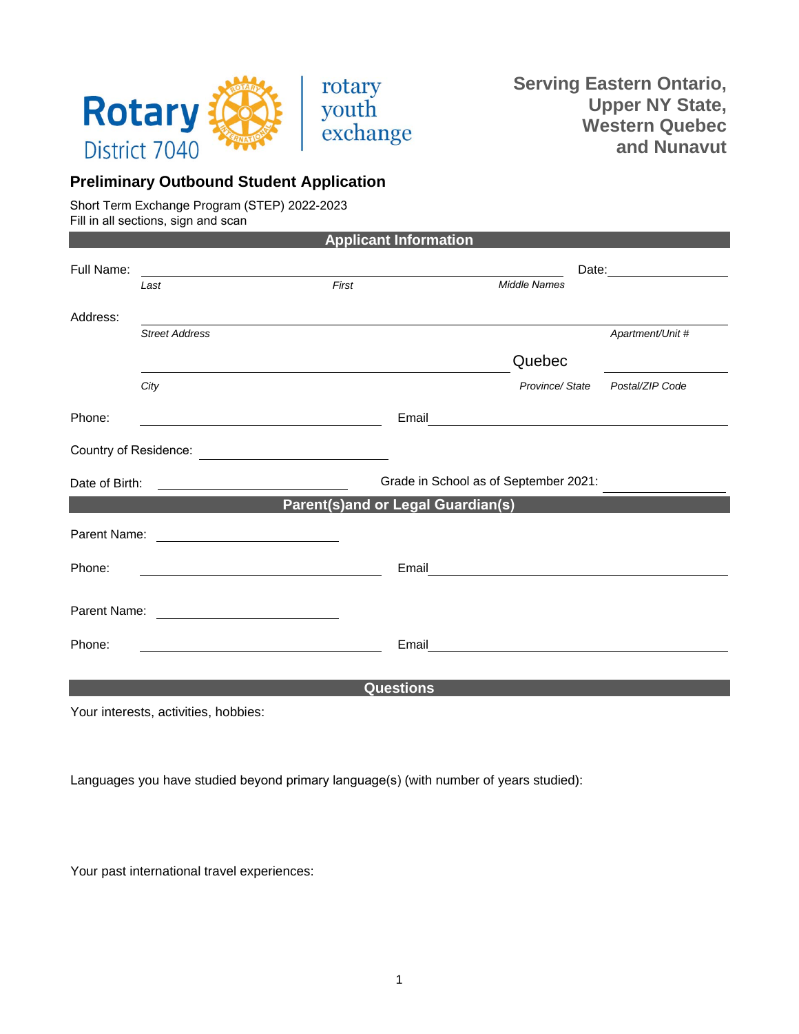Rotary District 7040 | rotary youth exchange

**Serving Eastern Ontario, Upper NY State, Western Quebec and Nunavut**

## Preliminary Outbound Student Application

Short Term Exchange Program (STEP) 2022-2023
Fill in all sections, sign and scan

### Applicant Information

Full Name: ______________________________________________ Date: ______________

*Last* *First* *Middle Names*

Address: ______________________________________________________________

*Street Address* *Apartment/Unit #*

______________________________________ Quebec ______________

*City* *Province/ State* *Postal/ZIP Code*

Phone: ______________________ Email ______________________________

Country of Residence: ______________________

Date of Birth: ______________________ Grade in School as of September 2021: ______________

### Parent(s)and or Legal Guardian(s)

Parent Name: ______________________

Phone: ______________________ Email ______________________________

Parent Name: ______________________

Phone: ______________________ Email ______________________________

### Questions

Your interests, activities, hobbies:

Languages you have studied beyond primary language(s) (with number of years studied):

Your past international travel experiences: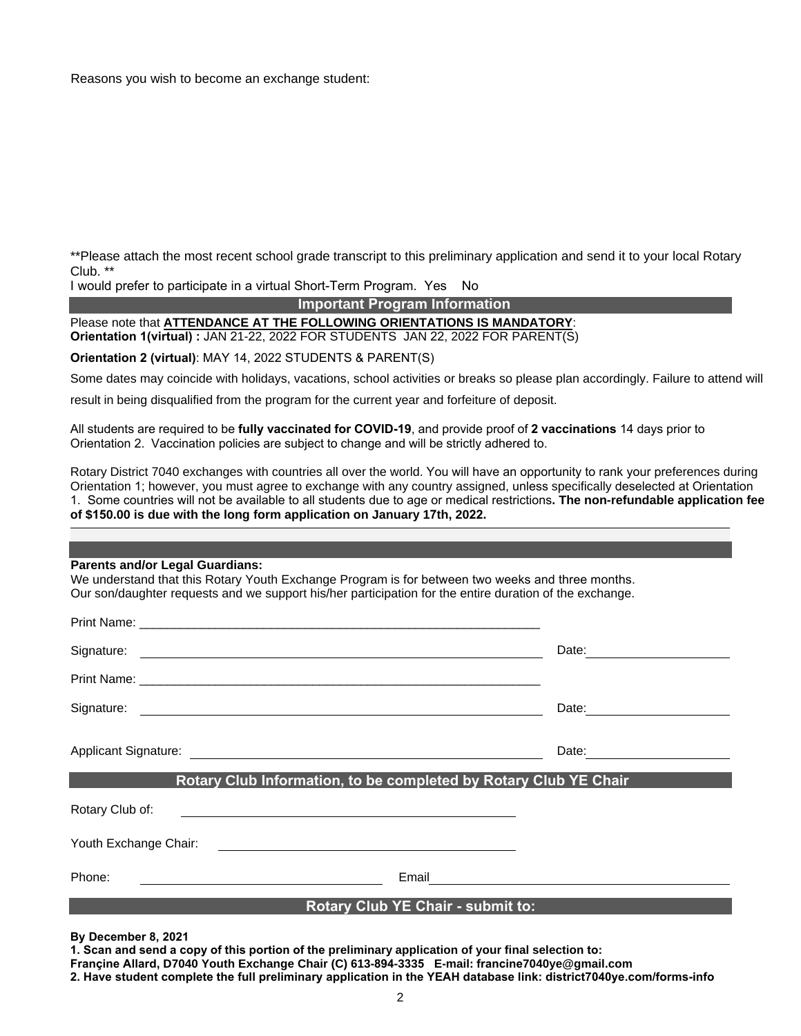Reasons you wish to become an exchange student:

**Please attach the most recent school grade transcript to this preliminary application and send it to your local Rotary Club.**

I would prefer to participate in a virtual Short-Term Program. Yes No

## Important Program Information

Please note that **ATTENDANCE AT THE FOLLOWING ORIENTATIONS IS MANDATORY**:

**Orientation 1(virtual) :** JAN 21-22, 2022 FOR STUDENTS JAN 22, 2022 FOR PARENT(S)

**Orientation 2 (virtual)**: MAY 14, 2022 STUDENTS & PARENT(S)

Some dates may coincide with holidays, vacations, school activities or breaks so please plan accordingly. Failure to attend will result in being disqualified from the program for the current year and forfeiture of deposit.

All students are required to be **fully vaccinated for COVID-19**, and provide proof of **2 vaccinations** 14 days prior to Orientation 2. Vaccination policies are subject to change and will be strictly adhered to.

Rotary District 7040 exchanges with countries all over the world. You will have an opportunity to rank your preferences during Orientation 1; however, you must agree to exchange with any country assigned, unless specifically deselected at Orientation 1. Some countries will not be available to all students due to age or medical restrictions**. The non-refundable application fee of $150.00 is due with the long form application on January 17th, 2022.**

**Parents and/or Legal Guardians:**

We understand that this Rotary Youth Exchange Program is for between two weeks and three months.
Our son/daughter requests and we support his/her participation for the entire duration of the exchange.

Print Name: ____________________________________________________________

Signature: ____________________________________________________________ Date: ____________________

Print Name: ____________________________________________________________

Signature: ____________________________________________________________ Date: ____________________

Applicant Signature: ______________________________________________________ Date: ____________________

## Rotary Club Information, to be completed by Rotary Club YE Chair

Rotary Club of: ________________________________________________

Youth Exchange Chair: ________________________________________________

Phone: ________________________________ Email ________________________________________________

## Rotary Club YE Chair - submit to:

**By December 8, 2021**

**1. Scan and send a copy of this portion of the preliminary application of your final selection to:**

**Françine Allard, D7040 Youth Exchange Chair (C) 613-894-3335 E-mail: francine7040ye@gmail.com**

**2. Have student complete the full preliminary application in the YEAH database link: district7040ye.com/forms-info**